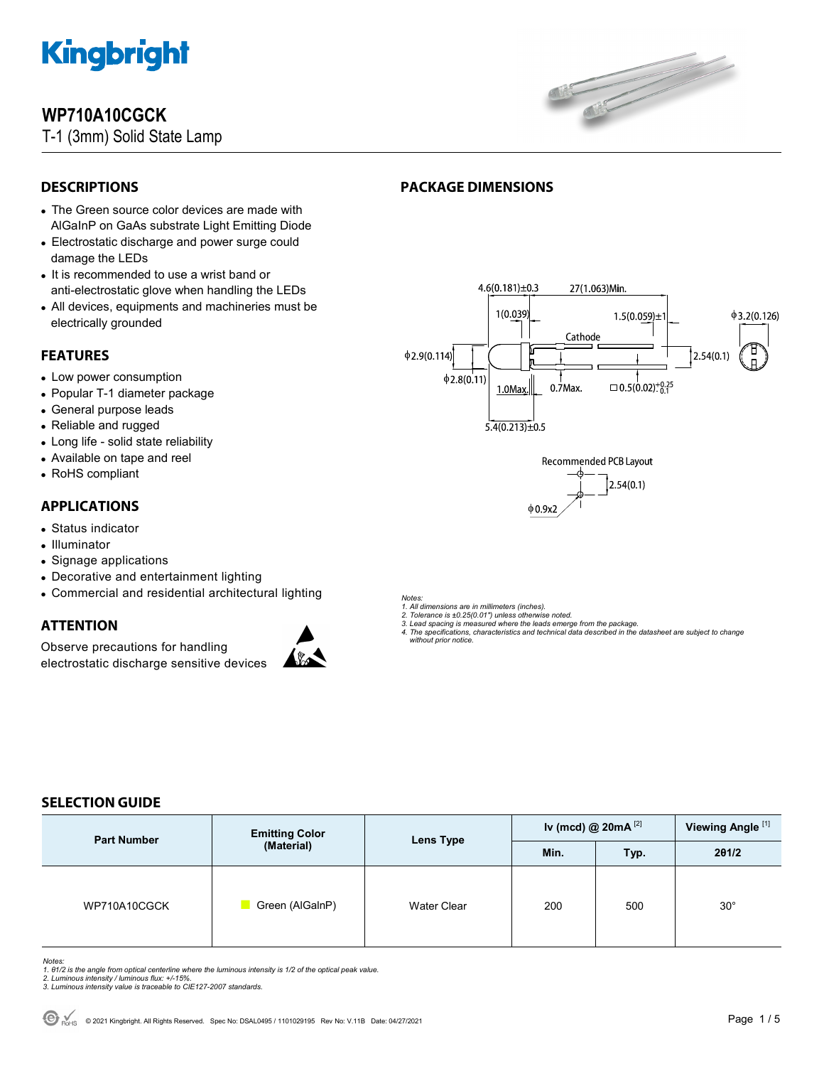# WP710A10CGCK

T-1 (3mm) Solid State Lamp

## DESCRIPTIONS

- The Green source color devices are made with AlGaInP on GaAs substrate Light Emitting Diode
- Electrostatic discharge and power surge could damage the LEDs
- It is recommended to use a wrist band or anti-electrostatic glove when handling the LEDs
- All devices, equipments and machineries must be electrically grounded

## FEATURES

- Low power consumption
- Popular T-1 diameter package
- General purpose leads
- Reliable and rugged
- Long life - solid state reliability
- Available on tape and reel
- RoHS compliant

## APPLICATIONS

- Status indicator
- Illuminator
- Signage applications
- Decorative and entertainment lighting
- Commercial and residential architectural lighting

## ATTENTION

Observe precautions for handling electrostatic discharge sensitive devices

## PACKAGE DIMENSIONS

4.6(0.181)±0.3
27(1.063)Min.
1(0.039)
1.5(0.059)±1
ϕ3.2(0.126)
Cathode
ϕ2.9(0.114)
2.54(0.1)
ϕ2.8(0.11)
1.0Max.
0.7Max.
□0.5(0.02)$^{+0.25}_{-0.1}$
5.4(0.213)±0.5

Recommended PCB Layout
2.54(0.1)
ϕ0.9x2

*Notes:*
*1. All dimensions are in millimeters (inches).*
*2. Tolerance is ±0.25(0.01") unless otherwise noted.*
*3. Lead spacing is measured where the leads emerge from the package.*
*4. The specifications, characteristics and technical data described in the datasheet are subject to change without prior notice.*

## SELECTION GUIDE

| Part Number | Emitting Color (Material) | Lens Type | Iv (mcd) @ 20mA [2] | | Viewing Angle [1] |
|---|---|---|---|---|---|
| | | | Min. | Typ. | 2θ1/2 |
| WP710A10CGCK | Green (AlGaInP) | Water Clear | 200 | 500 | 30° |

*Notes:*
*1. θ1/2 is the angle from optical centerline where the luminous intensity is 1/2 of the optical peak value.*
*2. Luminous intensity / luminous flux: +/-15%.*
*3. Luminous intensity value is traceable to CIE127-2007 standards.*

© 2021 Kingbright. All Rights Reserved. Spec No: DSAL0495 / 1101029195 Rev No: V.11B Date: 04/27/2021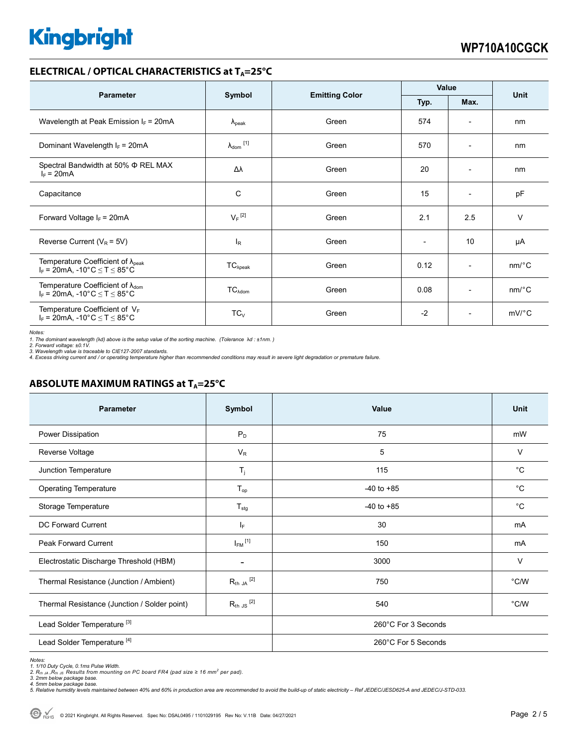## ELECTRICAL / OPTICAL CHARACTERISTICS at $T_A$=25°C

| Parameter | Symbol | Emitting Color | Value | | Unit |
|---|---|---|---|---|---|
| | | | Typ. | Max. | |
| Wavelength at Peak Emission $I_F$ = 20mA | $\lambda_{peak}$ | Green | 574 | - | nm |
| Dominant Wavelength $I_F$ = 20mA | $\lambda_{dom}$ [1] | Green | 570 | - | nm |
| Spectral Bandwidth at 50% Φ REL MAX $I_F$ = 20mA | Δλ | Green | 20 | - | nm |
| Capacitance | C | Green | 15 | - | pF |
| Forward Voltage $I_F$ = 20mA | $V_F$ [2] | Green | 2.1 | 2.5 | V |
| Reverse Current ($V_R$ = 5V) | $I_R$ | Green | - | 10 | μA |
| Temperature Coefficient of $\lambda_{peak}$ $I_F$ = 20mA, -10°C ≤ T ≤ 85°C | $TC_{\lambda peak}$ | Green | 0.12 | - | nm/°C |
| Temperature Coefficient of $\lambda_{dom}$ $I_F$ = 20mA, -10°C ≤ T ≤ 85°C | $TC_{\lambda dom}$ | Green | 0.08 | - | nm/°C |
| Temperature Coefficient of $V_F$ $I_F$ = 20mA, -10°C ≤ T ≤ 85°C | $TC_V$ | Green | -2 | - | mV/°C |

*Notes:*
*1. The dominant wavelength (λd) above is the setup value of the sorting machine. (Tolerance λd : ±1nm. )*
*2. Forward voltage: ±0.1V.*
*3. Wavelength value is traceable to CIE127-2007 standards.*
*4. Excess driving current and / or operating temperature higher than recommended conditions may result in severe light degradation or premature failure.*

## ABSOLUTE MAXIMUM RATINGS at $T_A$=25°C

| Parameter | Symbol | Value | Unit |
|---|---|---|---|
| Power Dissipation | $P_D$ | 75 | mW |
| Reverse Voltage | $V_R$ | 5 | V |
| Junction Temperature | $T_j$ | 115 | °C |
| Operating Temperature | $T_{op}$ | -40 to +85 | °C |
| Storage Temperature | $T_{stg}$ | -40 to +85 | °C |
| DC Forward Current | $I_F$ | 30 | mA |
| Peak Forward Current | $I_{FM}$ [1] | 150 | mA |
| Electrostatic Discharge Threshold (HBM) | - | 3000 | V |
| Thermal Resistance (Junction / Ambient) | $R_{th\ JA}$ [2] | 750 | °C/W |
| Thermal Resistance (Junction / Solder point) | $R_{th\ JS}$ [2] | 540 | °C/W |
| Lead Solder Temperature [3] | | 260°C For 3 Seconds | |
| Lead Solder Temperature [4] | | 260°C For 5 Seconds | |

*Notes:*
*1. 1/10 Duty Cycle, 0.1ms Pulse Width.*
*2. $R_{th\ JA}$ ,$R_{th\ JS}$ Results from mounting on PC board FR4 (pad size ≥ 16 $mm^2$ per pad).*
*3. 2mm below package base.*
*4. 5mm below package base.*
*5. Relative humidity levels maintained between 40% and 60% in production area are recommended to avoid the build-up of static electricity – Ref JEDEC/JESD625-A and JEDEC/J-STD-033.*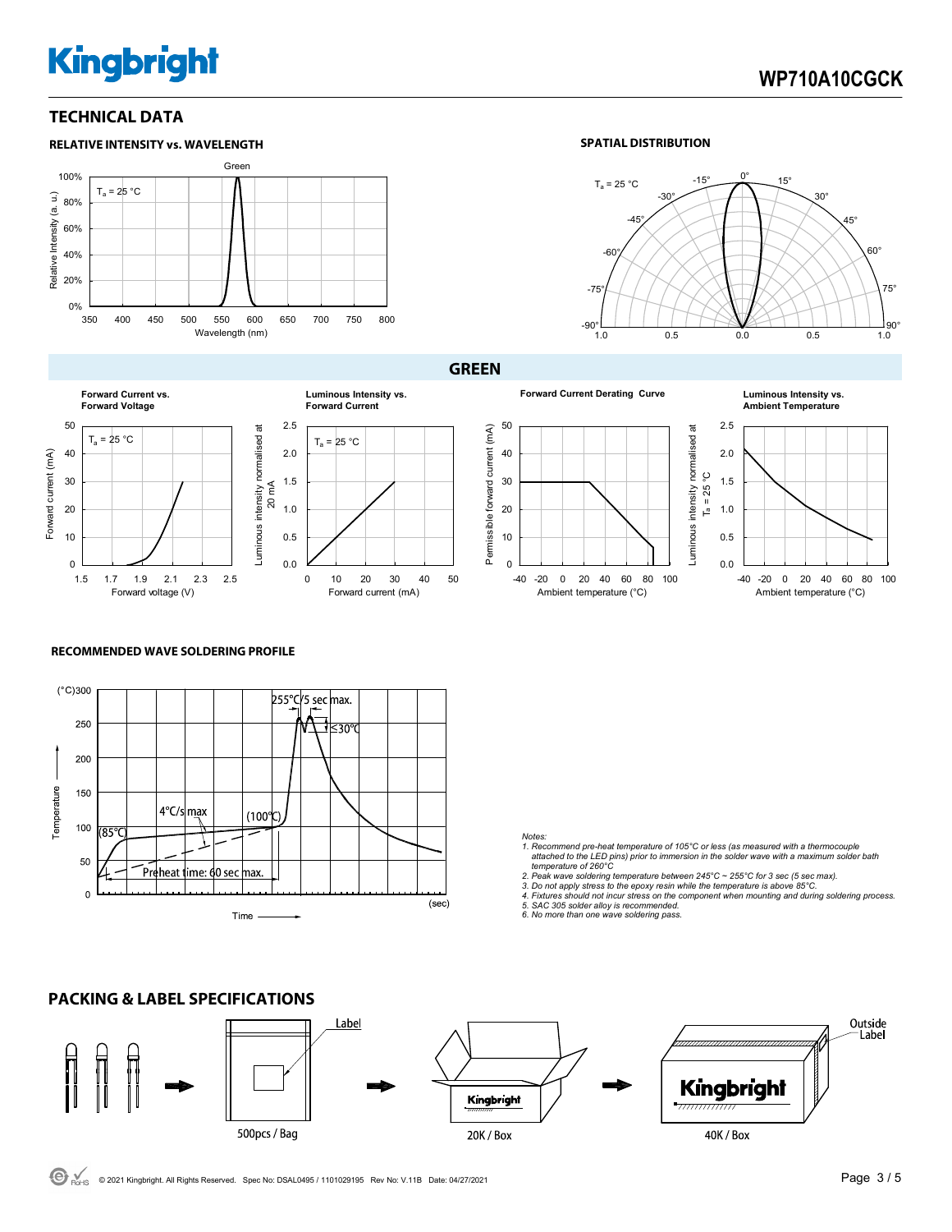## TECHNICAL DATA

### RELATIVE INTENSITY vs. WAVELENGTH

Green

$T_a$ = 25 °C

Relative Intensity (a. u.)

100%
80%
60%
40%
20%
0%

350 400 450 500 550 600 650 700 750 800

Wavelength (nm)

### SPATIAL DISTRIBUTION

$T_a$ = 25 °C

0° 15° 30° 45° 60° 75° 90°
-15° -30° -45° -60° -75° -90°

1.0 0.5 0.0 0.5 1.0

## GREEN

**Forward Current vs. Forward Voltage**

$T_a$ = 25 °C

Forward current (mA)

50 40 30 20 10 0

1.5 1.7 1.9 2.1 2.3 2.5

Forward voltage (V)

**Luminous Intensity vs. Forward Current**

$T_a$ = 25 °C

Luminous intensity normalised at 20 mA

2.5 2.0 1.5 1.0 0.5 0.0

0 10 20 30 40 50

Forward current (mA)

**Forward Current Derating Curve**

Permissible forward current (mA)

50 40 30 20 10 0

-40 -20 0 20 40 60 80 100

Ambient temperature (°C)

**Luminous Intensity vs. Ambient Temperature**

Luminous intensity normalised at $T_a$ = 25 °C

2.5 2.0 1.5 1.0 0.5 0.0

-40 -20 0 20 40 60 80 100

Ambient temperature (°C)

### RECOMMENDED WAVE SOLDERING PROFILE

(°C)300
250
200
150
100
50
0

Temperature

255°C/5 sec max.

≤30°C

4°C/s max

(100°C)

(85°C)

Preheat time: 60 sec max.

Time

(sec)

*Notes:*

1. *Recommend pre-heat temperature of 105°C or less (as measured with a thermocouple attached to the LED pins) prior to immersion in the solder wave with a maximum solder bath temperature of 260°C*
2. *Peak wave soldering temperature between 245°C ~ 255°C for 3 sec (5 sec max).*
3. *Do not apply stress to the epoxy resin while the temperature is above 85°C.*
4. *Fixtures should not incur stress on the component when mounting and during soldering process.*
5. *SAC 305 solder alloy is recommended.*
6. *No more than one wave soldering pass.*

## PACKING & LABEL SPECIFICATIONS

Label

500pcs / Bag

Kingbright

20K / Box

Outside Label

Kingbright

40K / Box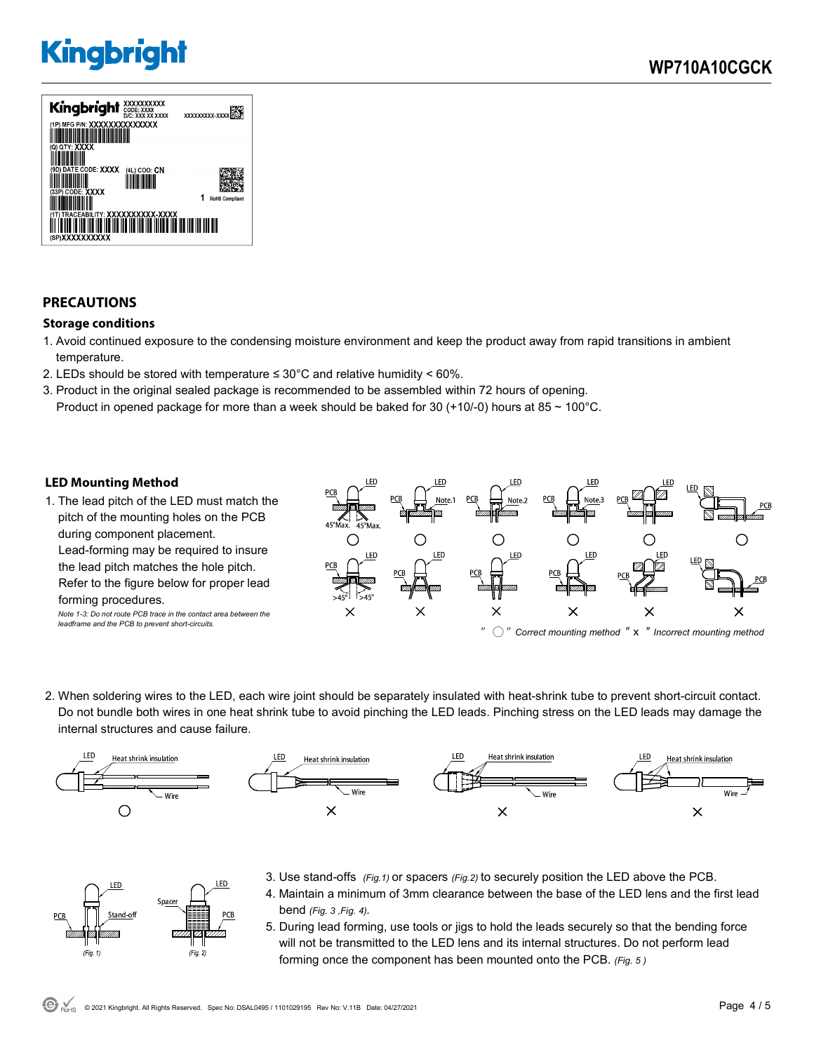## PRECAUTIONS

### Storage conditions

1. Avoid continued exposure to the condensing moisture environment and keep the product away from rapid transitions in ambient temperature.
2. LEDs should be stored with temperature ≤ 30°C and relative humidity < 60%.
3. Product in the original sealed package is recommended to be assembled within 72 hours of opening.
   Product in opened package for more than a week should be baked for 30 (+10/-0) hours at 85 ~ 100°C.

### LED Mounting Method

1. The lead pitch of the LED must match the pitch of the mounting holes on the PCB during component placement.
   Lead-forming may be required to insure the lead pitch matches the hole pitch.
   Refer to the figure below for proper lead forming procedures.
   *Note 1-3: Do not route PCB trace in the contact area between the leadframe and the PCB to prevent short-circuits.*

*" ○ " Correct mounting method " x " Incorrect mounting method*

2. When soldering wires to the LED, each wire joint should be separately insulated with heat-shrink tube to prevent short-circuit contact. Do not bundle both wires in one heat shrink tube to avoid pinching the LED leads. Pinching stress on the LED leads may damage the internal structures and cause failure.

3. Use stand-offs *(Fig.1)* or spacers *(Fig.2)* to securely position the LED above the PCB.
4. Maintain a minimum of 3mm clearance between the base of the LED lens and the first lead bend *(Fig. 3 ,Fig. 4)*.
5. During lead forming, use tools or jigs to hold the leads securely so that the bending force will not be transmitted to the LED lens and its internal structures. Do not perform lead forming once the component has been mounted onto the PCB. *(Fig. 5 )*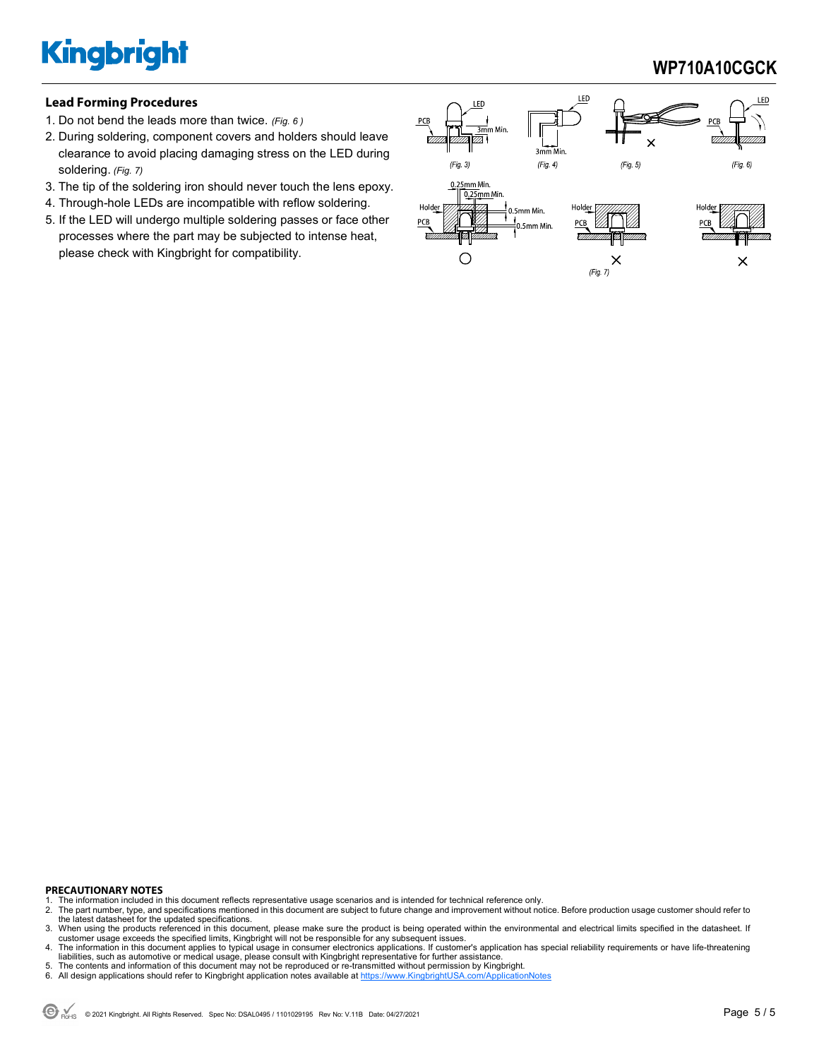### Lead Forming Procedures

1. Do not bend the leads more than twice. *(Fig. 6 )*
2. During soldering, component covers and holders should leave clearance to avoid placing damaging stress on the LED during soldering. *(Fig. 7)*
3. The tip of the soldering iron should never touch the lens epoxy.
4. Through-hole LEDs are incompatible with reflow soldering.
5. If the LED will undergo multiple soldering passes or face other processes where the part may be subjected to intense heat, please check with Kingbright for compatibility.

LED
PCB
3mm Min.
*(Fig. 3)*

LED
3mm Min.
*(Fig. 4)*

*(Fig. 5)*

LED
PCB
*(Fig. 6)*

0.25mm Min.
0.25mm Min.
Holder
PCB
0.5mm Min.
0.5mm Min.

Holder
PCB

Holder
PCB

*(Fig. 7)*

#### PRECAUTIONARY NOTES

1. The information included in this document reflects representative usage scenarios and is intended for technical reference only.
2. The part number, type, and specifications mentioned in this document are subject to future change and improvement without notice. Before production usage customer should refer to the latest datasheet for the updated specifications.
3. When using the products referenced in this document, please make sure the product is being operated within the environmental and electrical limits specified in the datasheet. If customer usage exceeds the specified limits, Kingbright will not be responsible for any subsequent issues.
4. The information in this document applies to typical usage in consumer electronics applications. If customer's application has special reliability requirements or have life-threatening liabilities, such as automotive or medical usage, please consult with Kingbright representative for further assistance.
5. The contents and information of this document may not be reproduced or re-transmitted without permission by Kingbright.
6. All design applications should refer to Kingbright application notes available at https://www.KingbrightUSA.com/ApplicationNotes

© 2021 Kingbright. All Rights Reserved. Spec No: DSAL0495 / 1101029195 Rev No: V.11B Date: 04/27/2021